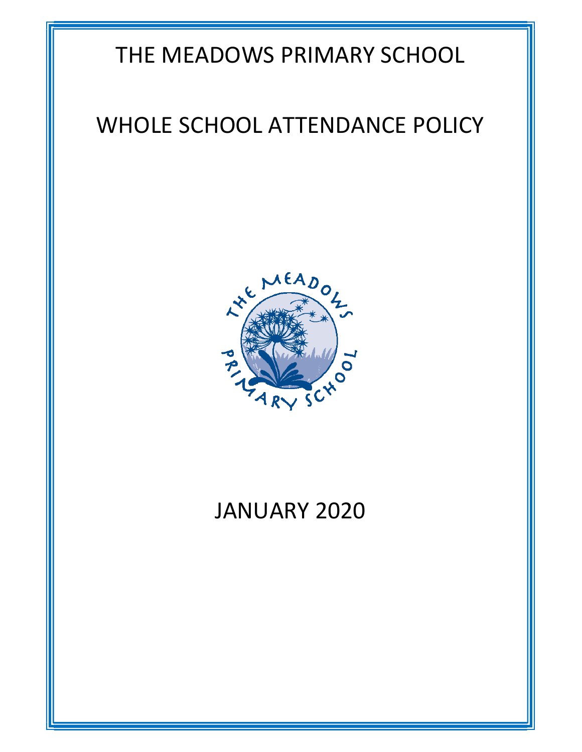# THE MEADOWS PRIMARY SCHOOL

# WHOLE SCHOOL ATTENDANCE POLICY

JANUARY 2020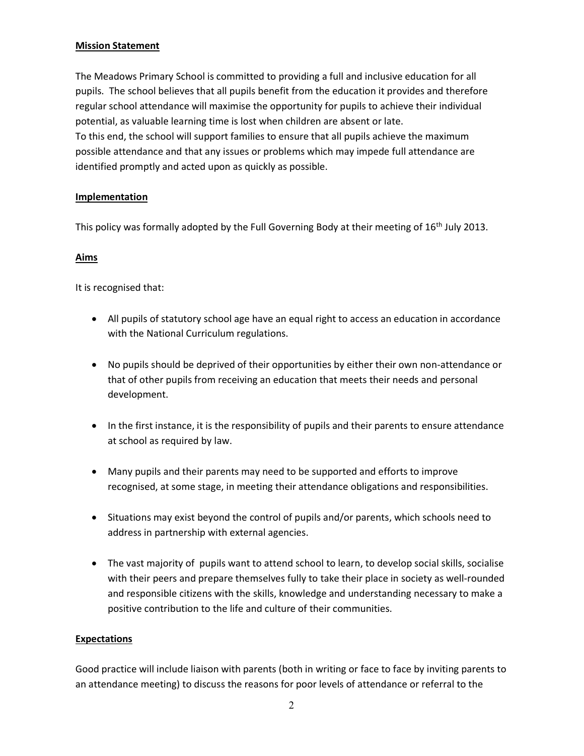## Mission Statement

The Meadows Primary School is committed to providing a full and inclusive education for all pupils. The school believes that all pupils benefit from the education it provides and therefore regular school attendance will maximise the opportunity for pupils to achieve their individual potential, as valuable learning time is lost when children are absent or late.
To this end, the school will support families to ensure that all pupils achieve the maximum possible attendance and that any issues or problems which may impede full attendance are identified promptly and acted upon as quickly as possible.

## Implementation

This policy was formally adopted by the Full Governing Body at their meeting of 16th July 2013.

## Aims

It is recognised that:

- All pupils of statutory school age have an equal right to access an education in accordance with the National Curriculum regulations.
- No pupils should be deprived of their opportunities by either their own non-attendance or that of other pupils from receiving an education that meets their needs and personal development.
- In the first instance, it is the responsibility of pupils and their parents to ensure attendance at school as required by law.
- Many pupils and their parents may need to be supported and efforts to improve recognised, at some stage, in meeting their attendance obligations and responsibilities.
- Situations may exist beyond the control of pupils and/or parents, which schools need to address in partnership with external agencies.
- The vast majority of pupils want to attend school to learn, to develop social skills, socialise with their peers and prepare themselves fully to take their place in society as well-rounded and responsible citizens with the skills, knowledge and understanding necessary to make a positive contribution to the life and culture of their communities.

## Expectations

Good practice will include liaison with parents (both in writing or face to face by inviting parents to an attendance meeting) to discuss the reasons for poor levels of attendance or referral to the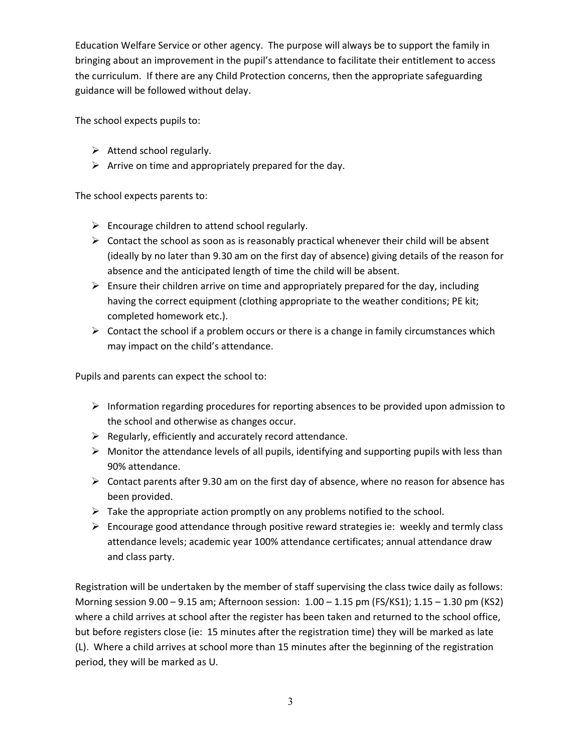Education Welfare Service or other agency. The purpose will always be to support the family in bringing about an improvement in the pupil's attendance to facilitate their entitlement to access the curriculum. If there are any Child Protection concerns, then the appropriate safeguarding guidance will be followed without delay.

The school expects pupils to:

- Attend school regularly.
- Arrive on time and appropriately prepared for the day.

The school expects parents to:

- Encourage children to attend school regularly.
- Contact the school as soon as is reasonably practical whenever their child will be absent (ideally by no later than 9.30 am on the first day of absence) giving details of the reason for absence and the anticipated length of time the child will be absent.
- Ensure their children arrive on time and appropriately prepared for the day, including having the correct equipment (clothing appropriate to the weather conditions; PE kit; completed homework etc.).
- Contact the school if a problem occurs or there is a change in family circumstances which may impact on the child's attendance.

Pupils and parents can expect the school to:

- Information regarding procedures for reporting absences to be provided upon admission to the school and otherwise as changes occur.
- Regularly, efficiently and accurately record attendance.
- Monitor the attendance levels of all pupils, identifying and supporting pupils with less than 90% attendance.
- Contact parents after 9.30 am on the first day of absence, where no reason for absence has been provided.
- Take the appropriate action promptly on any problems notified to the school.
- Encourage good attendance through positive reward strategies ie: weekly and termly class attendance levels; academic year 100% attendance certificates; annual attendance draw and class party.

Registration will be undertaken by the member of staff supervising the class twice daily as follows: Morning session 9.00 – 9.15 am; Afternoon session: 1.00 – 1.15 pm (FS/KS1); 1.15 – 1.30 pm (KS2) where a child arrives at school after the register has been taken and returned to the school office, but before registers close (ie: 15 minutes after the registration time) they will be marked as late (L). Where a child arrives at school more than 15 minutes after the beginning of the registration period, they will be marked as U.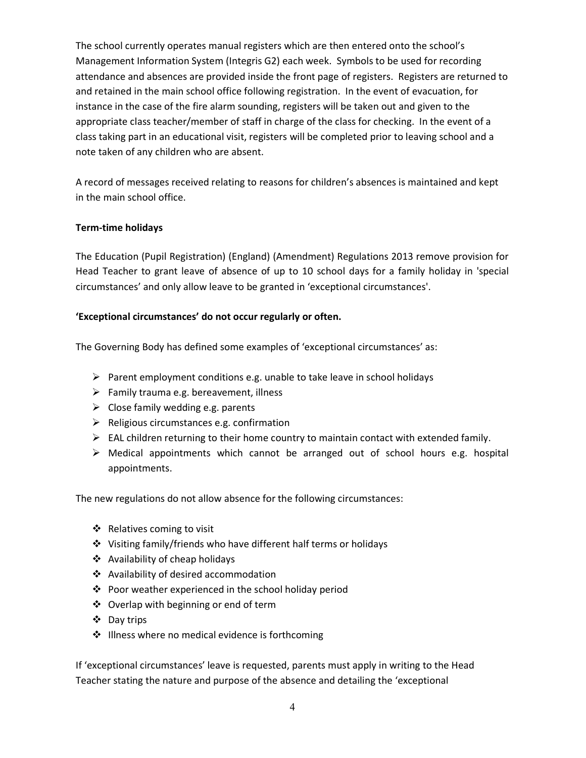The school currently operates manual registers which are then entered onto the school's Management Information System (Integris G2) each week. Symbols to be used for recording attendance and absences are provided inside the front page of registers. Registers are returned to and retained in the main school office following registration. In the event of evacuation, for instance in the case of the fire alarm sounding, registers will be taken out and given to the appropriate class teacher/member of staff in charge of the class for checking. In the event of a class taking part in an educational visit, registers will be completed prior to leaving school and a note taken of any children who are absent.

A record of messages received relating to reasons for children's absences is maintained and kept in the main school office.

**Term-time holidays**

The Education (Pupil Registration) (England) (Amendment) Regulations 2013 remove provision for Head Teacher to grant leave of absence of up to 10 school days for a family holiday in 'special circumstances' and only allow leave to be granted in 'exceptional circumstances'.

**'Exceptional circumstances' do not occur regularly or often.**

The Governing Body has defined some examples of 'exceptional circumstances' as:

- Parent employment conditions e.g. unable to take leave in school holidays
- Family trauma e.g. bereavement, illness
- Close family wedding e.g. parents
- Religious circumstances e.g. confirmation
- EAL children returning to their home country to maintain contact with extended family.
- Medical appointments which cannot be arranged out of school hours e.g. hospital appointments.

The new regulations do not allow absence for the following circumstances:

- Relatives coming to visit
- Visiting family/friends who have different half terms or holidays
- Availability of cheap holidays
- Availability of desired accommodation
- Poor weather experienced in the school holiday period
- Overlap with beginning or end of term
- Day trips
- Illness where no medical evidence is forthcoming

If 'exceptional circumstances' leave is requested, parents must apply in writing to the Head Teacher stating the nature and purpose of the absence and detailing the 'exceptional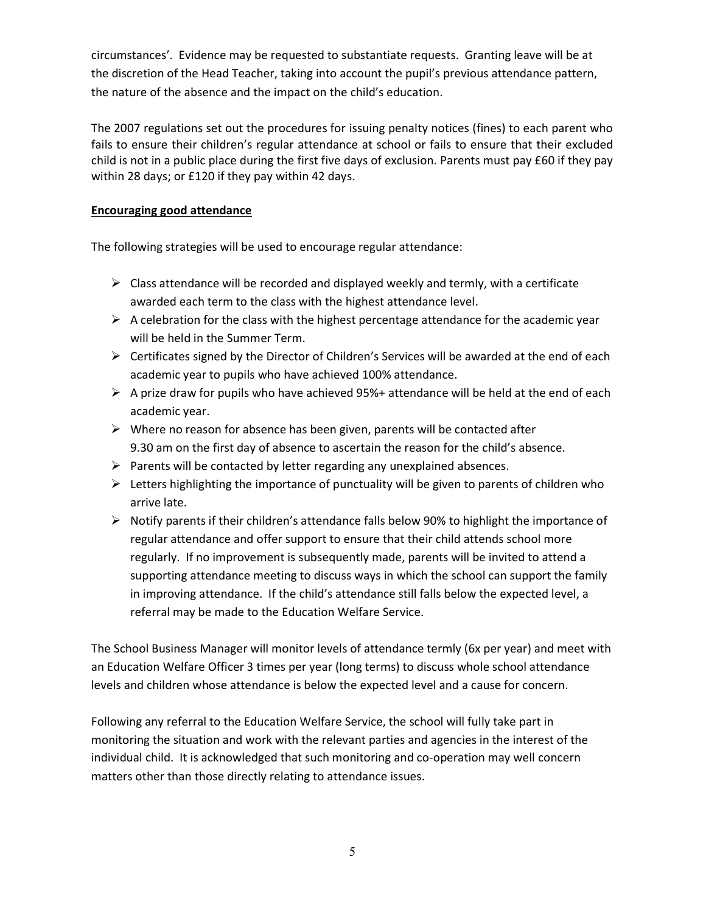circumstances'. Evidence may be requested to substantiate requests. Granting leave will be at the discretion of the Head Teacher, taking into account the pupil's previous attendance pattern, the nature of the absence and the impact on the child's education.

The 2007 regulations set out the procedures for issuing penalty notices (fines) to each parent who fails to ensure their children's regular attendance at school or fails to ensure that their excluded child is not in a public place during the first five days of exclusion. Parents must pay £60 if they pay within 28 days; or £120 if they pay within 42 days.

**Encouraging good attendance**

The following strategies will be used to encourage regular attendance:

- Class attendance will be recorded and displayed weekly and termly, with a certificate awarded each term to the class with the highest attendance level.
- A celebration for the class with the highest percentage attendance for the academic year will be held in the Summer Term.
- Certificates signed by the Director of Children's Services will be awarded at the end of each academic year to pupils who have achieved 100% attendance.
- A prize draw for pupils who have achieved 95%+ attendance will be held at the end of each academic year.
- Where no reason for absence has been given, parents will be contacted after 9.30 am on the first day of absence to ascertain the reason for the child's absence.
- Parents will be contacted by letter regarding any unexplained absences.
- Letters highlighting the importance of punctuality will be given to parents of children who arrive late.
- Notify parents if their children's attendance falls below 90% to highlight the importance of regular attendance and offer support to ensure that their child attends school more regularly. If no improvement is subsequently made, parents will be invited to attend a supporting attendance meeting to discuss ways in which the school can support the family in improving attendance. If the child's attendance still falls below the expected level, a referral may be made to the Education Welfare Service.

The School Business Manager will monitor levels of attendance termly (6x per year) and meet with an Education Welfare Officer 3 times per year (long terms) to discuss whole school attendance levels and children whose attendance is below the expected level and a cause for concern.

Following any referral to the Education Welfare Service, the school will fully take part in monitoring the situation and work with the relevant parties and agencies in the interest of the individual child. It is acknowledged that such monitoring and co-operation may well concern matters other than those directly relating to attendance issues.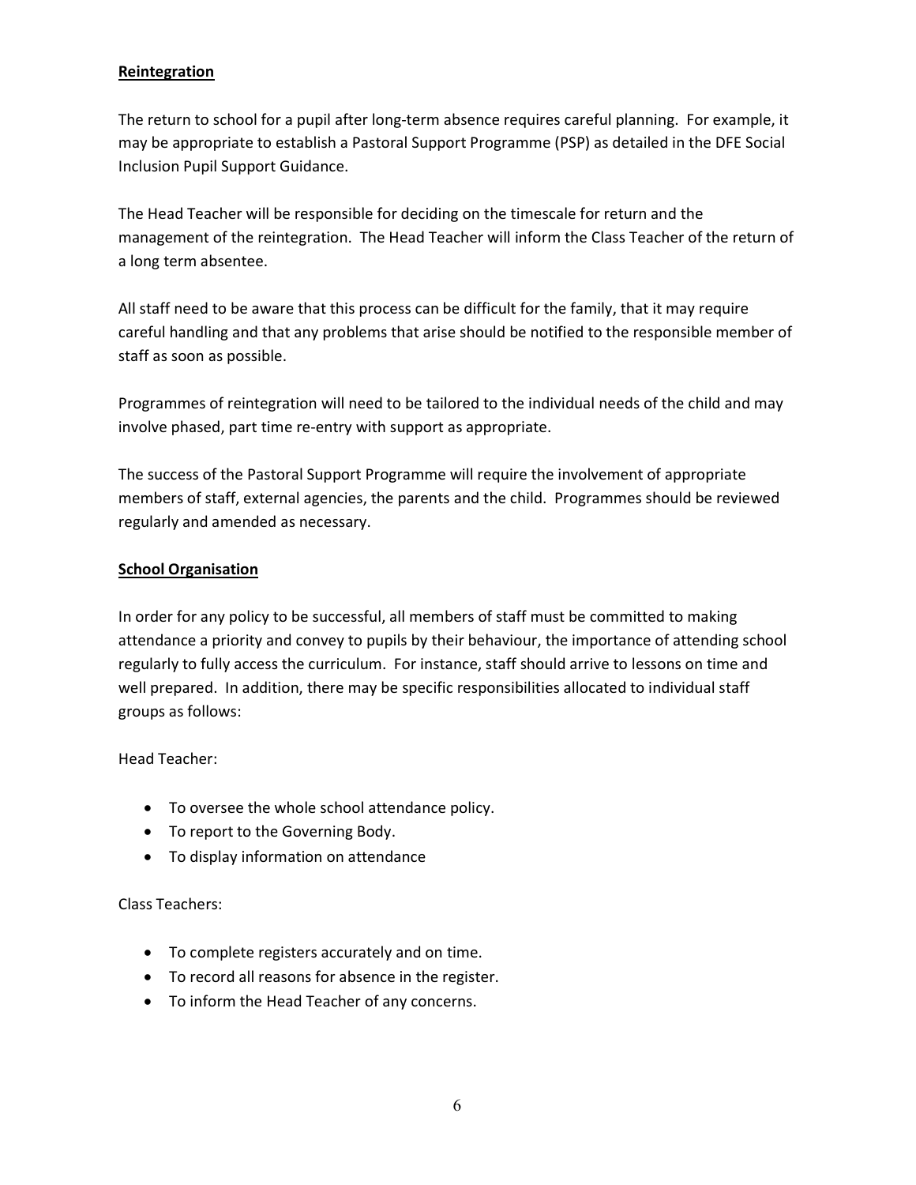**Reintegration**

The return to school for a pupil after long-term absence requires careful planning. For example, it may be appropriate to establish a Pastoral Support Programme (PSP) as detailed in the DFE Social Inclusion Pupil Support Guidance.

The Head Teacher will be responsible for deciding on the timescale for return and the management of the reintegration. The Head Teacher will inform the Class Teacher of the return of a long term absentee.

All staff need to be aware that this process can be difficult for the family, that it may require careful handling and that any problems that arise should be notified to the responsible member of staff as soon as possible.

Programmes of reintegration will need to be tailored to the individual needs of the child and may involve phased, part time re-entry with support as appropriate.

The success of the Pastoral Support Programme will require the involvement of appropriate members of staff, external agencies, the parents and the child. Programmes should be reviewed regularly and amended as necessary.

**School Organisation**

In order for any policy to be successful, all members of staff must be committed to making attendance a priority and convey to pupils by their behaviour, the importance of attending school regularly to fully access the curriculum. For instance, staff should arrive to lessons on time and well prepared. In addition, there may be specific responsibilities allocated to individual staff groups as follows:

Head Teacher:

- To oversee the whole school attendance policy.
- To report to the Governing Body.
- To display information on attendance

Class Teachers:

- To complete registers accurately and on time.
- To record all reasons for absence in the register.
- To inform the Head Teacher of any concerns.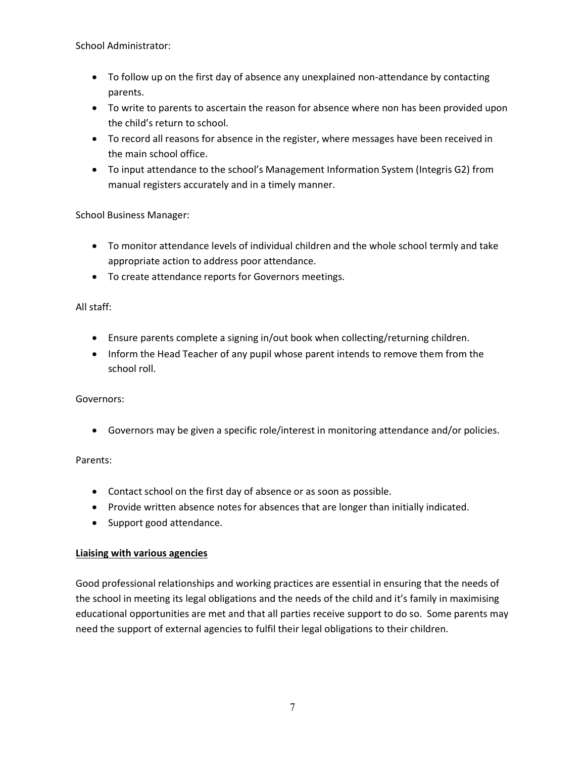School Administrator:

- To follow up on the first day of absence any unexplained non-attendance by contacting parents.
- To write to parents to ascertain the reason for absence where non has been provided upon the child's return to school.
- To record all reasons for absence in the register, where messages have been received in the main school office.
- To input attendance to the school's Management Information System (Integris G2) from manual registers accurately and in a timely manner.

School Business Manager:

- To monitor attendance levels of individual children and the whole school termly and take appropriate action to address poor attendance.
- To create attendance reports for Governors meetings.

All staff:

- Ensure parents complete a signing in/out book when collecting/returning children.
- Inform the Head Teacher of any pupil whose parent intends to remove them from the school roll.

Governors:

- Governors may be given a specific role/interest in monitoring attendance and/or policies.

Parents:

- Contact school on the first day of absence or as soon as possible.
- Provide written absence notes for absences that are longer than initially indicated.
- Support good attendance.

**<u>Liaising with various agencies</u>**

Good professional relationships and working practices are essential in ensuring that the needs of the school in meeting its legal obligations and the needs of the child and it's family in maximising educational opportunities are met and that all parties receive support to do so. Some parents may need the support of external agencies to fulfil their legal obligations to their children.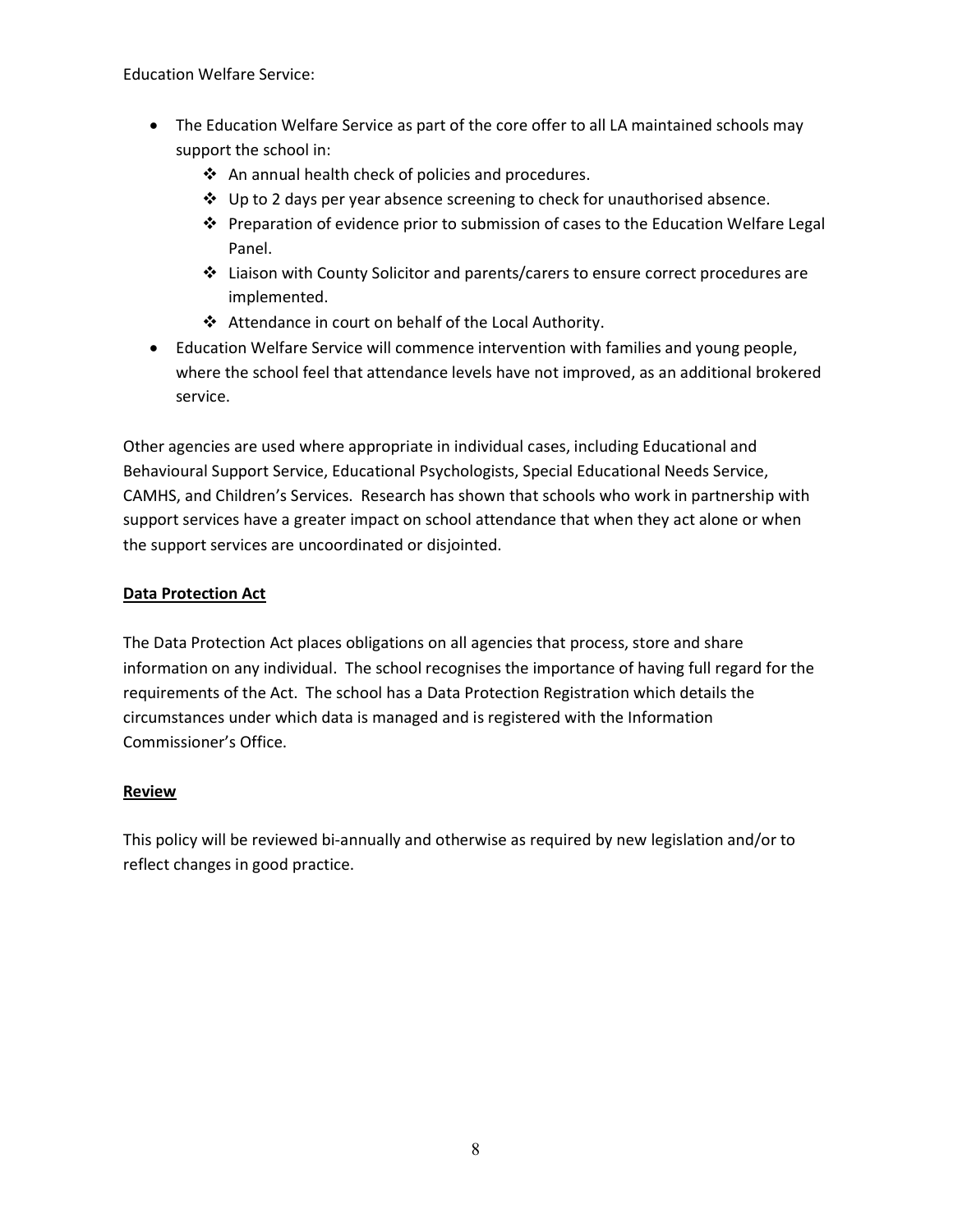Education Welfare Service:

- The Education Welfare Service as part of the core offer to all LA maintained schools may support the school in:
  - An annual health check of policies and procedures.
  - Up to 2 days per year absence screening to check for unauthorised absence.
  - Preparation of evidence prior to submission of cases to the Education Welfare Legal Panel.
  - Liaison with County Solicitor and parents/carers to ensure correct procedures are implemented.
  - Attendance in court on behalf of the Local Authority.
- Education Welfare Service will commence intervention with families and young people, where the school feel that attendance levels have not improved, as an additional brokered service.

Other agencies are used where appropriate in individual cases, including Educational and Behavioural Support Service, Educational Psychologists, Special Educational Needs Service, CAMHS, and Children's Services. Research has shown that schools who work in partnership with support services have a greater impact on school attendance that when they act alone or when the support services are uncoordinated or disjointed.

## Data Protection Act

The Data Protection Act places obligations on all agencies that process, store and share information on any individual. The school recognises the importance of having full regard for the requirements of the Act. The school has a Data Protection Registration which details the circumstances under which data is managed and is registered with the Information Commissioner's Office.

## Review

This policy will be reviewed bi-annually and otherwise as required by new legislation and/or to reflect changes in good practice.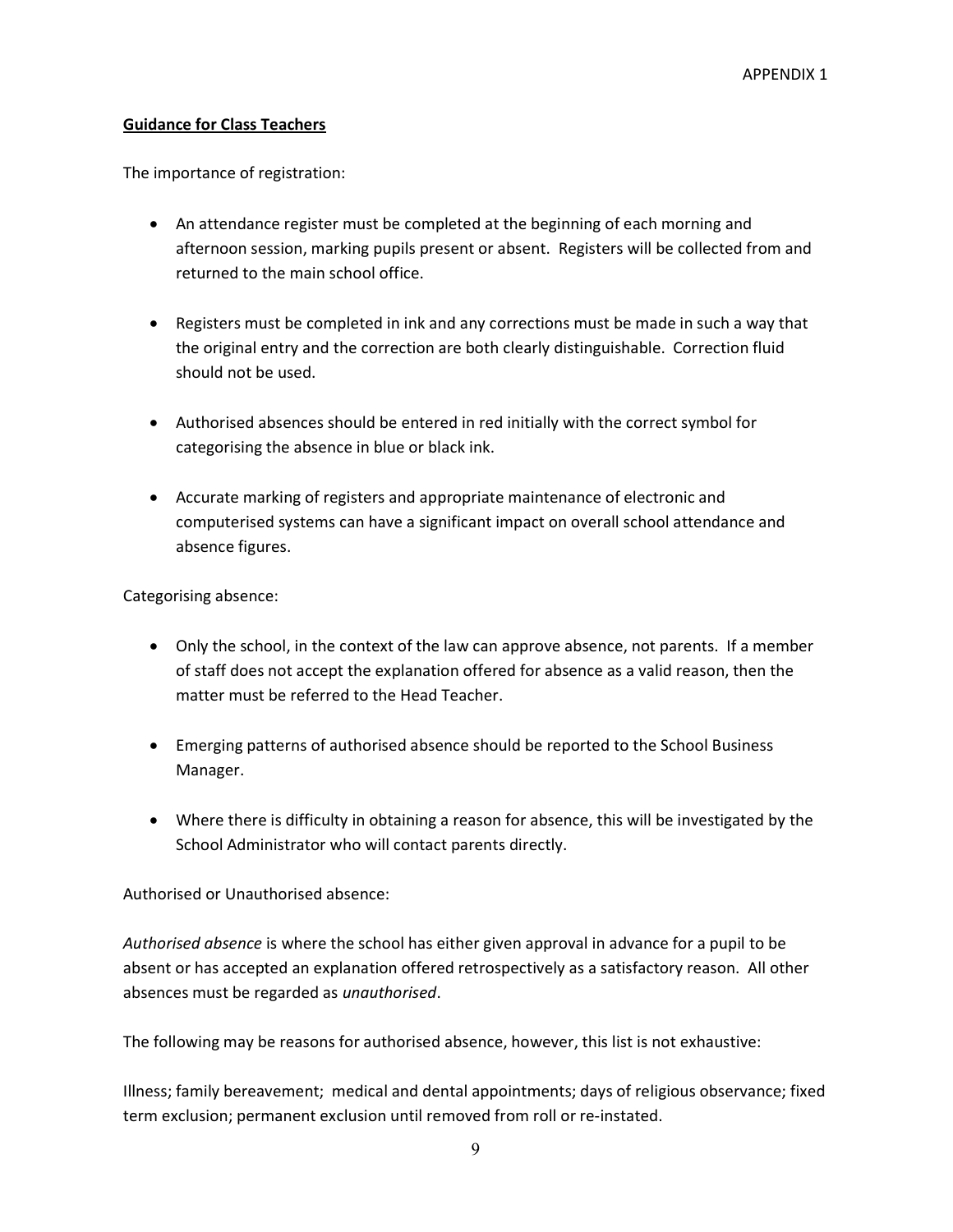APPENDIX 1

**Guidance for Class Teachers**

The importance of registration:

- An attendance register must be completed at the beginning of each morning and afternoon session, marking pupils present or absent. Registers will be collected from and returned to the main school office.
- Registers must be completed in ink and any corrections must be made in such a way that the original entry and the correction are both clearly distinguishable. Correction fluid should not be used.
- Authorised absences should be entered in red initially with the correct symbol for categorising the absence in blue or black ink.
- Accurate marking of registers and appropriate maintenance of electronic and computerised systems can have a significant impact on overall school attendance and absence figures.

Categorising absence:

- Only the school, in the context of the law can approve absence, not parents. If a member of staff does not accept the explanation offered for absence as a valid reason, then the matter must be referred to the Head Teacher.
- Emerging patterns of authorised absence should be reported to the School Business Manager.
- Where there is difficulty in obtaining a reason for absence, this will be investigated by the School Administrator who will contact parents directly.

Authorised or Unauthorised absence:

*Authorised absence* is where the school has either given approval in advance for a pupil to be absent or has accepted an explanation offered retrospectively as a satisfactory reason. All other absences must be regarded as *unauthorised*.

The following may be reasons for authorised absence, however, this list is not exhaustive:

Illness; family bereavement; medical and dental appointments; days of religious observance; fixed term exclusion; permanent exclusion until removed from roll or re-instated.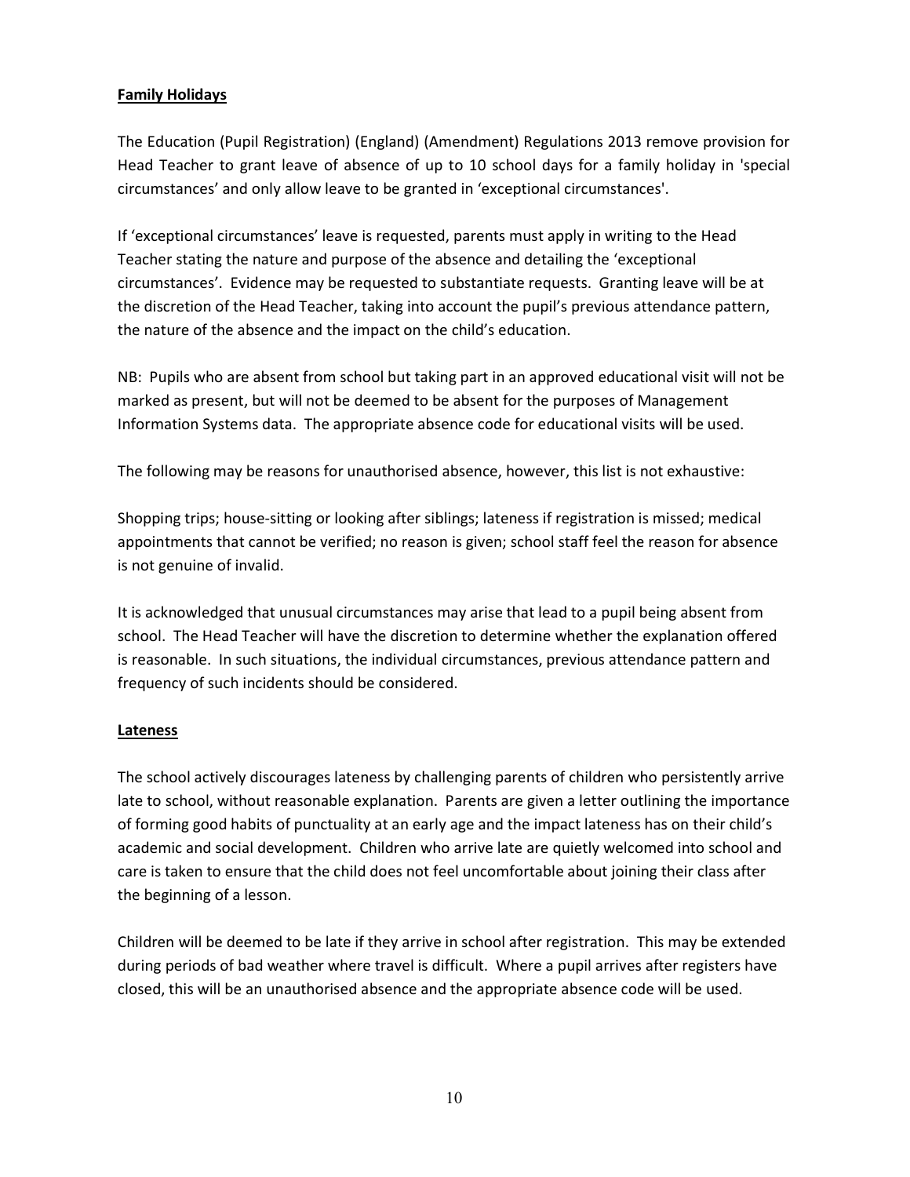**Family Holidays**

The Education (Pupil Registration) (England) (Amendment) Regulations 2013 remove provision for Head Teacher to grant leave of absence of up to 10 school days for a family holiday in 'special circumstances' and only allow leave to be granted in 'exceptional circumstances'.

If 'exceptional circumstances' leave is requested, parents must apply in writing to the Head Teacher stating the nature and purpose of the absence and detailing the 'exceptional circumstances'. Evidence may be requested to substantiate requests. Granting leave will be at the discretion of the Head Teacher, taking into account the pupil's previous attendance pattern, the nature of the absence and the impact on the child's education.

NB: Pupils who are absent from school but taking part in an approved educational visit will not be marked as present, but will not be deemed to be absent for the purposes of Management Information Systems data. The appropriate absence code for educational visits will be used.

The following may be reasons for unauthorised absence, however, this list is not exhaustive:

Shopping trips; house-sitting or looking after siblings; lateness if registration is missed; medical appointments that cannot be verified; no reason is given; school staff feel the reason for absence is not genuine of invalid.

It is acknowledged that unusual circumstances may arise that lead to a pupil being absent from school. The Head Teacher will have the discretion to determine whether the explanation offered is reasonable. In such situations, the individual circumstances, previous attendance pattern and frequency of such incidents should be considered.

**Lateness**

The school actively discourages lateness by challenging parents of children who persistently arrive late to school, without reasonable explanation. Parents are given a letter outlining the importance of forming good habits of punctuality at an early age and the impact lateness has on their child's academic and social development. Children who arrive late are quietly welcomed into school and care is taken to ensure that the child does not feel uncomfortable about joining their class after the beginning of a lesson.

Children will be deemed to be late if they arrive in school after registration. This may be extended during periods of bad weather where travel is difficult. Where a pupil arrives after registers have closed, this will be an unauthorised absence and the appropriate absence code will be used.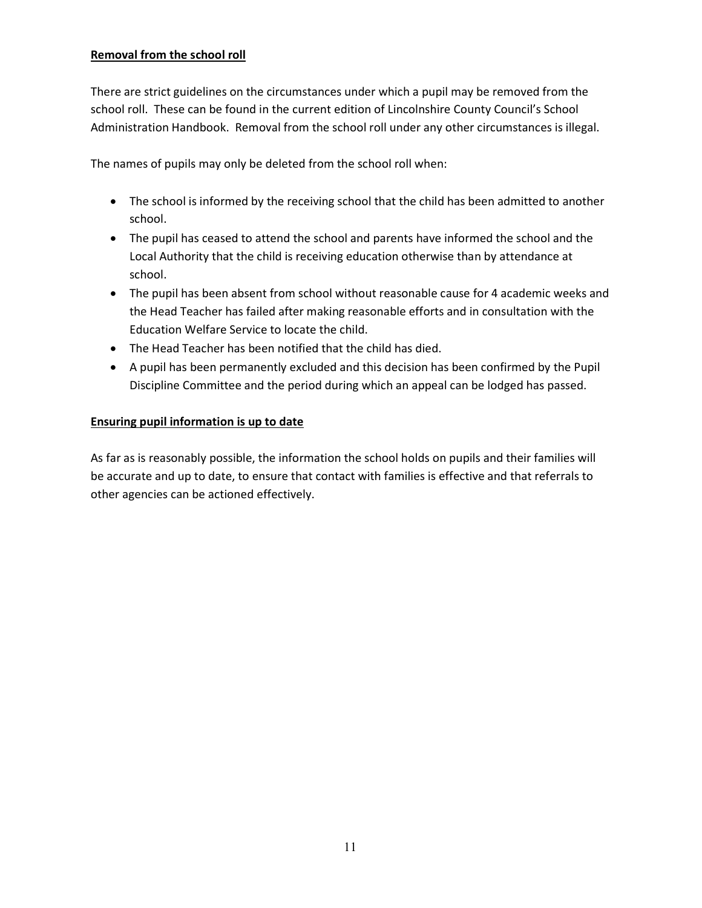**Removal from the school roll**

There are strict guidelines on the circumstances under which a pupil may be removed from the school roll. These can be found in the current edition of Lincolnshire County Council's School Administration Handbook. Removal from the school roll under any other circumstances is illegal.

The names of pupils may only be deleted from the school roll when:

- The school is informed by the receiving school that the child has been admitted to another school.
- The pupil has ceased to attend the school and parents have informed the school and the Local Authority that the child is receiving education otherwise than by attendance at school.
- The pupil has been absent from school without reasonable cause for 4 academic weeks and the Head Teacher has failed after making reasonable efforts and in consultation with the Education Welfare Service to locate the child.
- The Head Teacher has been notified that the child has died.
- A pupil has been permanently excluded and this decision has been confirmed by the Pupil Discipline Committee and the period during which an appeal can be lodged has passed.

**Ensuring pupil information is up to date**

As far as is reasonably possible, the information the school holds on pupils and their families will be accurate and up to date, to ensure that contact with families is effective and that referrals to other agencies can be actioned effectively.